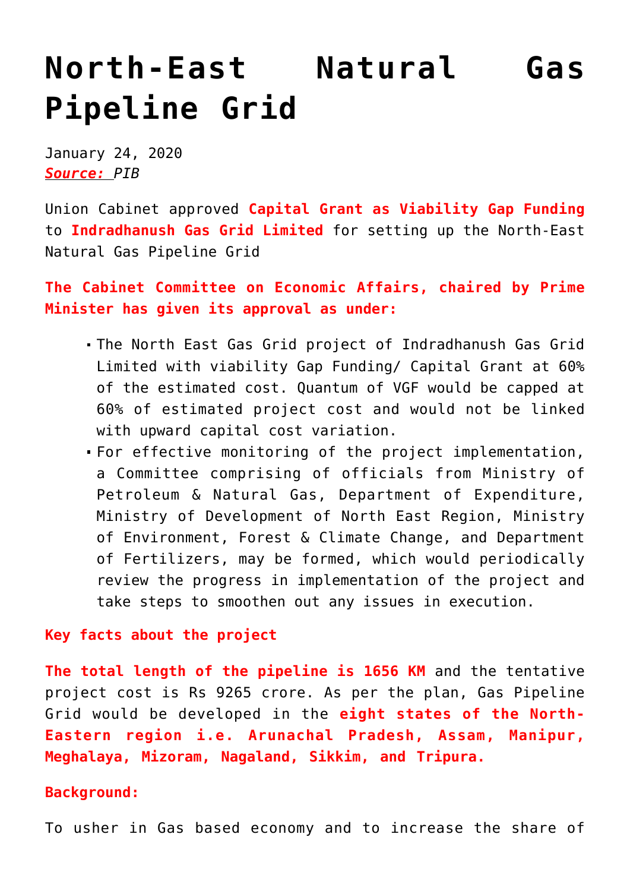# North-East Natural Gas Pipeline Grid

January 24, 2020
***Source:*** *PIB*

Union Cabinet approved **Capital Grant as Viability Gap Funding** to **Indradhanush Gas Grid Limited** for setting up the North-East Natural Gas Pipeline Grid

**The Cabinet Committee on Economic Affairs, chaired by Prime Minister has given its approval as under:**

- The North East Gas Grid project of Indradhanush Gas Grid Limited with viability Gap Funding/ Capital Grant at 60% of the estimated cost. Quantum of VGF would be capped at 60% of estimated project cost and would not be linked with upward capital cost variation.
- For effective monitoring of the project implementation, a Committee comprising of officials from Ministry of Petroleum & Natural Gas, Department of Expenditure, Ministry of Development of North East Region, Ministry of Environment, Forest & Climate Change, and Department of Fertilizers, may be formed, which would periodically review the progress in implementation of the project and take steps to smoothen out any issues in execution.

**Key facts about the project**

**The total length of the pipeline is 1656 KM** and the tentative project cost is Rs 9265 crore. As per the plan, Gas Pipeline Grid would be developed in the **eight states of the North-Eastern region i.e. Arunachal Pradesh, Assam, Manipur, Meghalaya, Mizoram, Nagaland, Sikkim, and Tripura.**

**Background:**

To usher in Gas based economy and to increase the share of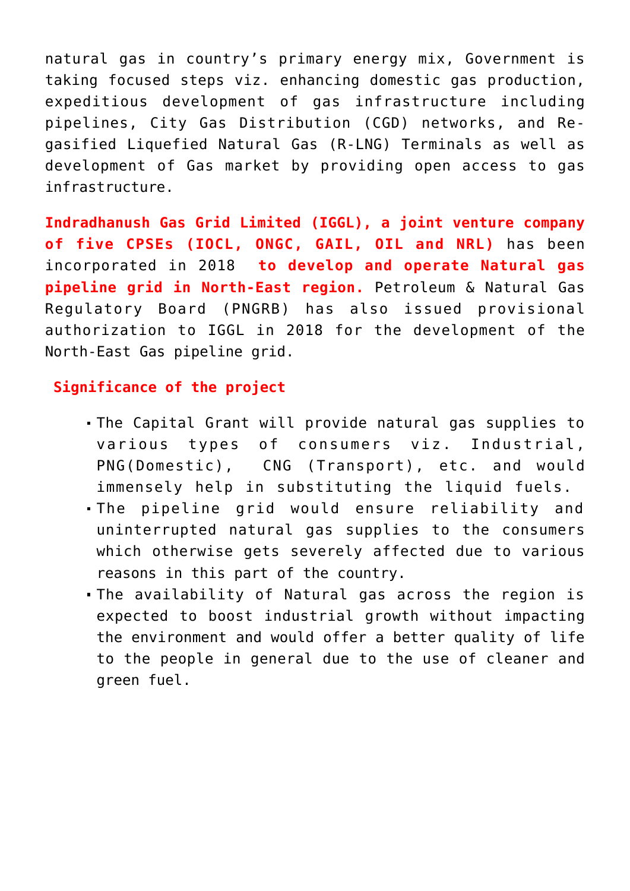natural gas in country's primary energy mix, Government is taking focused steps viz. enhancing domestic gas production, expeditious development of gas infrastructure including pipelines, City Gas Distribution (CGD) networks, and Re-gasified Liquefied Natural Gas (R-LNG) Terminals as well as development of Gas market by providing open access to gas infrastructure.

**Indradhanush Gas Grid Limited (IGGL), a joint venture company of five CPSEs (IOCL, ONGC, GAIL, OIL and NRL)** has been incorporated in 2018 **to develop and operate Natural gas pipeline grid in North-East region.** Petroleum & Natural Gas Regulatory Board (PNGRB) has also issued provisional authorization to IGGL in 2018 for the development of the North-East Gas pipeline grid.

**Significance of the project**

- The Capital Grant will provide natural gas supplies to various types of consumers viz. Industrial, PNG(Domestic), CNG (Transport), etc. and would immensely help in substituting the liquid fuels.
- The pipeline grid would ensure reliability and uninterrupted natural gas supplies to the consumers which otherwise gets severely affected due to various reasons in this part of the country.
- The availability of Natural gas across the region is expected to boost industrial growth without impacting the environment and would offer a better quality of life to the people in general due to the use of cleaner and green fuel.